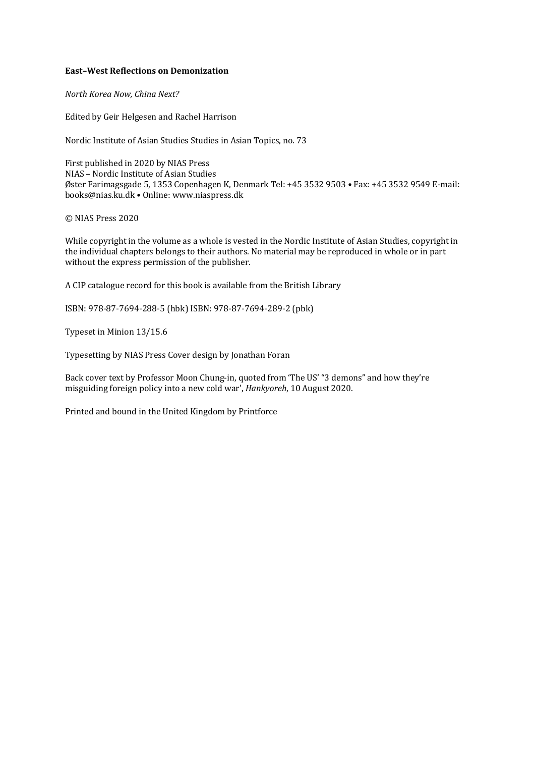**East–West Reflections on Demonization**

*North Korea Now, China Next?*

Edited by Geir Helgesen and Rachel Harrison

Nordic Institute of Asian Studies Studies in Asian Topics, no. 73

First published in 2020 by NIAS Press
NIAS – Nordic Institute of Asian Studies
Øster Farimagsgade 5, 1353 Copenhagen K, Denmark Tel: +45 3532 9503 • Fax: +45 3532 9549 E-mail: books@nias.ku.dk • Online: www.niaspress.dk

© NIAS Press 2020

While copyright in the volume as a whole is vested in the Nordic Institute of Asian Studies, copyright in the individual chapters belongs to their authors. No material may be reproduced in whole or in part without the express permission of the publisher.

A CIP catalogue record for this book is available from the British Library

ISBN: 978-87-7694-288-5 (hbk) ISBN: 978-87-7694-289-2 (pbk)

Typeset in Minion 13/15.6

Typesetting by NIAS Press Cover design by Jonathan Foran

Back cover text by Professor Moon Chung-in, quoted from 'The US' "3 demons" and how they're misguiding foreign policy into a new cold war', *Hankyoreh*, 10 August 2020.

Printed and bound in the United Kingdom by Printforce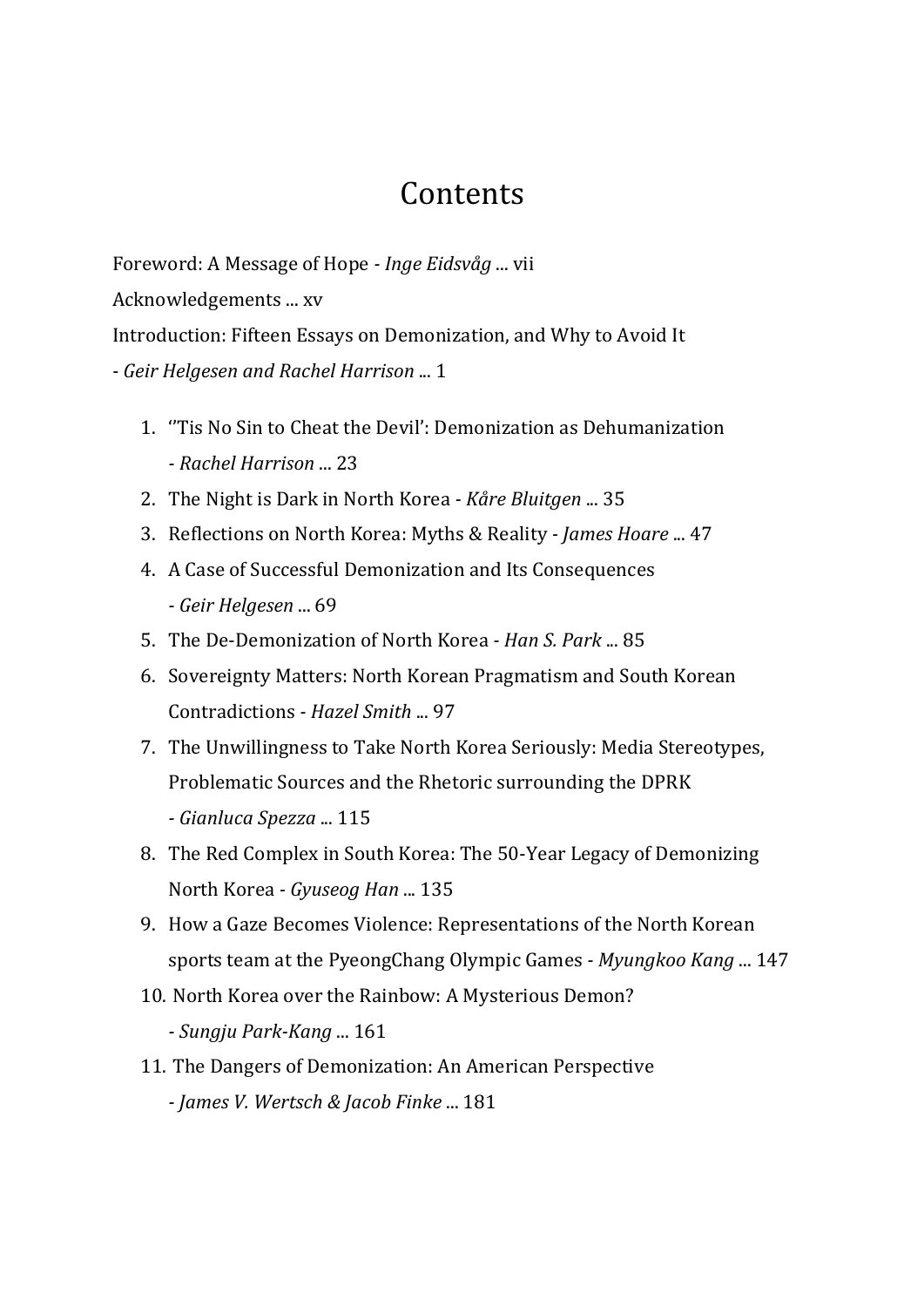# Contents

Foreword: A Message of Hope - *Inge Eidsvåg* ... vii

Acknowledgements ... xv

Introduction: Fifteen Essays on Demonization, and Why to Avoid It - *Geir Helgesen and Rachel Harrison* ... 1

1. ''Tis No Sin to Cheat the Devil': Demonization as Dehumanization - *Rachel Harrison* ... 23
2. The Night is Dark in North Korea - *Kåre Bluitgen* ... 35
3. Reflections on North Korea: Myths & Reality - *James Hoare* ... 47
4. A Case of Successful Demonization and Its Consequences - *Geir Helgesen* ... 69
5. The De-Demonization of North Korea - *Han S. Park* ... 85
6. Sovereignty Matters: North Korean Pragmatism and South Korean Contradictions - *Hazel Smith* ... 97
7. The Unwillingness to Take North Korea Seriously: Media Stereotypes, Problematic Sources and the Rhetoric surrounding the DPRK - *Gianluca Spezza* ... 115
8. The Red Complex in South Korea: The 50-Year Legacy of Demonizing North Korea - *Gyuseog Han* ... 135
9. How a Gaze Becomes Violence: Representations of the North Korean sports team at the PyeongChang Olympic Games - *Myungkoo Kang* ... 147
10. North Korea over the Rainbow: A Mysterious Demon? - *Sungju Park-Kang* ... 161
11. The Dangers of Demonization: An American Perspective - *James V. Wertsch & Jacob Finke* ... 181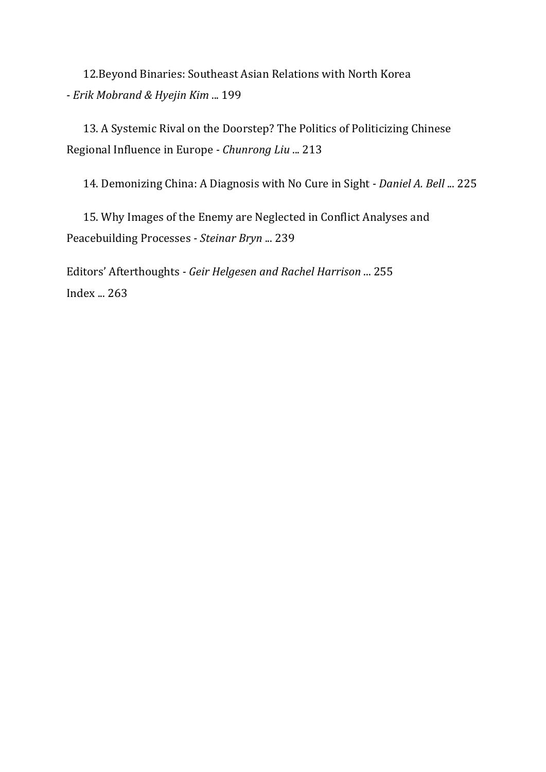12.Beyond Binaries: Southeast Asian Relations with North Korea - *Erik Mobrand & Hyejin Kim* ... 199

13. A Systemic Rival on the Doorstep? The Politics of Politicizing Chinese Regional Influence in Europe - *Chunrong Liu* ... 213

14. Demonizing China: A Diagnosis with No Cure in Sight - *Daniel A. Bell* ... 225

15. Why Images of the Enemy are Neglected in Conflict Analyses and Peacebuilding Processes - *Steinar Bryn* ... 239

Editors' Afterthoughts - *Geir Helgesen and Rachel Harrison* ... 255

Index ... 263